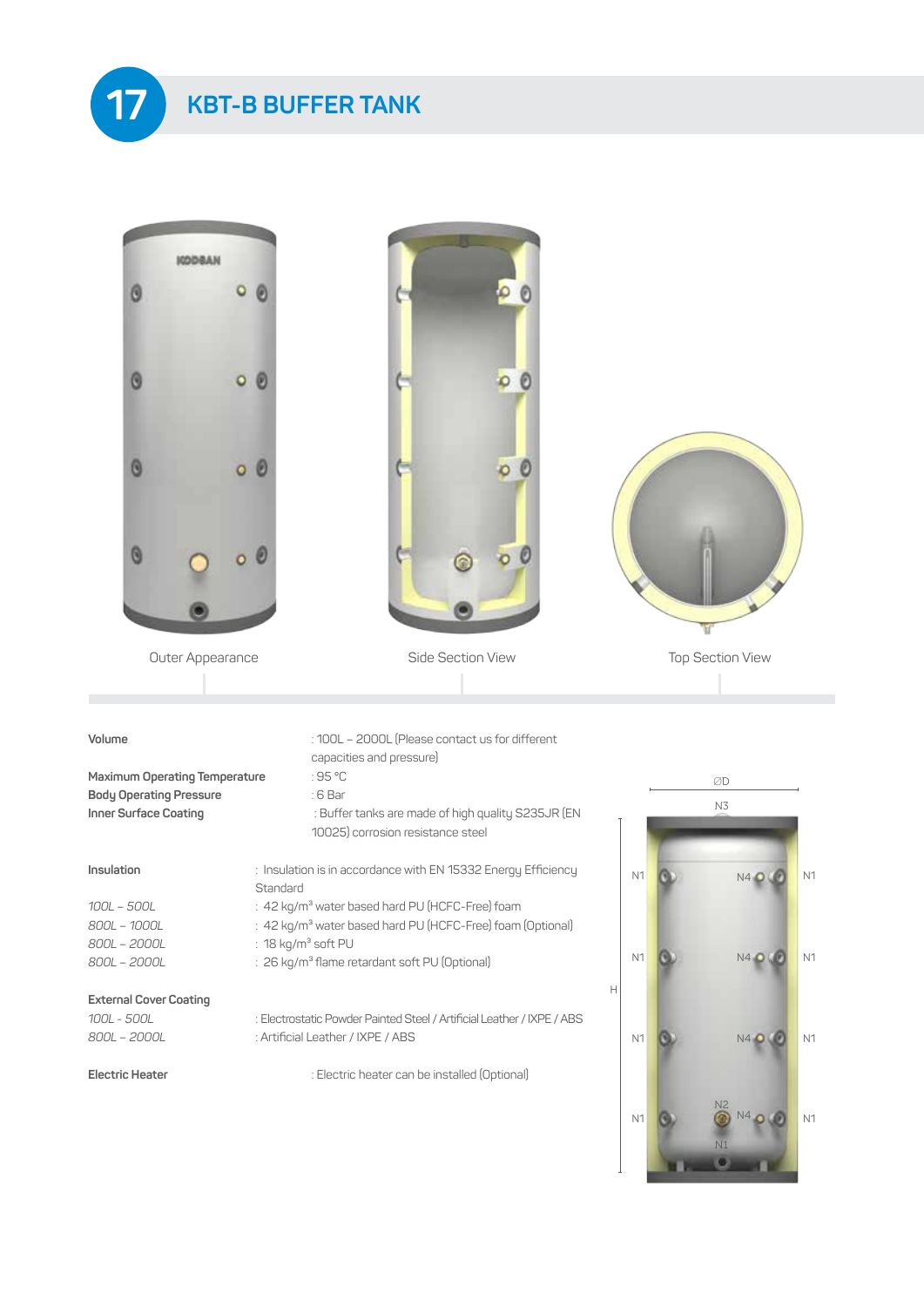# 17 KBT-B BUFFER TANK

Outer Appearance

Side Section View

Top Section View

| | |
|---|---|
| **Volume** | : 100L – 2000L (Please contact us for different capacities and pressure) |
| **Maximum Operating Temperature** | : 95 °C |
| **Body Operating Pressure** | : 6 Bar |
| **Inner Surface Coating** | : Buffer tanks are made of high quality S235JR (EN 10025) corrosion resistance steel |

| | |
|---|---|
| **Insulation** | : Insulation is in accordance with EN 15332 Energy Efficiency Standard |
| *100L – 500L* | : 42 kg/m³ water based hard PU (HCFC-Free) foam |
| *800L – 1000L* | : 42 kg/m³ water based hard PU (HCFC-Free) foam (Optional) |
| *800L – 2000L* | : 18 kg/m³ soft PU |
| *800L – 2000L* | : 26 kg/m³ flame retardant soft PU (Optional) |

| | |
|---|---|
| **External Cover Coating** | |
| *100L - 500L* | : Electrostatic Powder Painted Steel / Artificial Leather / IXPE / ABS |
| *800L – 2000L* | : Artificial Leather / IXPE / ABS |

| | |
|---|---|
| **Electric Heater** | : Electric heater can be installed (Optional) |

ØD, N3, N1, N4, N2, H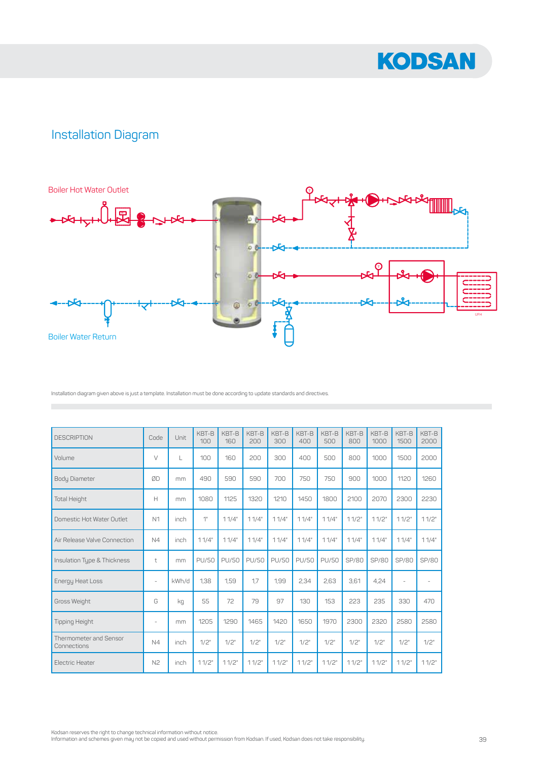## Installation Diagram

Boiler Hot Water Outlet

Boiler Water Return

UFH

Installation diagram given above is just a template. Installation must be done according to update standards and directives.

| DESCRIPTION | Code | Unit | KBT-B 100 | KBT-B 160 | KBT-B 200 | KBT-B 300 | KBT-B 400 | KBT-B 500 | KBT-B 800 | KBT-B 1000 | KBT-B 1500 | KBT-B 2000 |
|---|---|---|---|---|---|---|---|---|---|---|---|---|
| Volume | V | L | 100 | 160 | 200 | 300 | 400 | 500 | 800 | 1000 | 1500 | 2000 |
| Body Diameter | ØD | mm | 490 | 590 | 590 | 700 | 750 | 750 | 900 | 1000 | 1120 | 1260 |
| Total Height | H | mm | 1080 | 1125 | 1320 | 1210 | 1450 | 1800 | 2100 | 2070 | 2300 | 2230 |
| Domestic Hot Water Outlet | N1 | inch | 1" | 1 1/4" | 1 1/4" | 1 1/4" | 1 1/4" | 1 1/4" | 1 1/2" | 1 1/2" | 1 1/2" | 1 1/2" |
| Air Release Valve Connection | N4 | inch | 1 1/4" | 1 1/4" | 1 1/4" | 1 1/4" | 1 1/4" | 1 1/4" | 1 1/4" | 1 1/4" | 1 1/4" | 1 1/4" |
| Insulation Type & Thickness | t | mm | PU/50 | PU/50 | PU/50 | PU/50 | PU/50 | PU/50 | SP/80 | SP/80 | SP/80 | SP/80 |
| Energy Heat Loss | - | kWh/d | 1,38 | 1,59 | 1,7 | 1,99 | 2,34 | 2,63 | 3,61 | 4,24 | - | - |
| Gross Weight | G | kg | 55 | 72 | 79 | 97 | 130 | 153 | 223 | 235 | 330 | 470 |
| Tipping Height | - | mm | 1205 | 1290 | 1465 | 1420 | 1650 | 1970 | 2300 | 2320 | 2580 | 2580 |
| Thermometer and Sensor Connections | N4 | inch | 1/2" | 1/2" | 1/2" | 1/2" | 1/2" | 1/2" | 1/2" | 1/2" | 1/2" | 1/2" |
| Electric Heater | N2 | inch | 1 1/2" | 1 1/2" | 1 1/2" | 1 1/2" | 1 1/2" | 1 1/2" | 1 1/2" | 1 1/2" | 1 1/2" | 1 1/2" |

Kodsan reserves the right to change technical information without notice.
Information and schemes given may not be copied and used without permission from Kodsan. If used, Kodsan does not take responsibility.